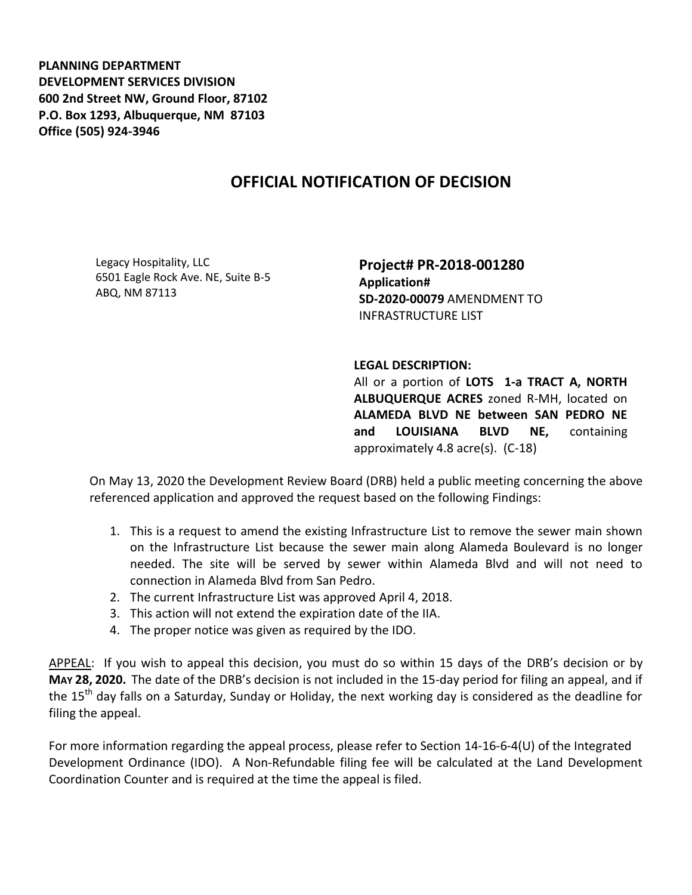**PLANNING DEPARTMENT**
**DEVELOPMENT SERVICES DIVISION**
**600 2nd Street NW, Ground Floor, 87102**
**P.O. Box 1293, Albuquerque, NM 87103**
**Office (505) 924-3946**

# OFFICIAL NOTIFICATION OF DECISION

Legacy Hospitality, LLC
6501 Eagle Rock Ave. NE, Suite B-5
ABQ, NM 87113

**Project# PR-2018-001280**
**Application#**
**SD-2020-00079** AMENDMENT TO INFRASTRUCTURE LIST

**LEGAL DESCRIPTION:**
All or a portion of **LOTS 1-a TRACT A, NORTH ALBUQUERQUE ACRES** zoned R-MH, located on **ALAMEDA BLVD NE between SAN PEDRO NE and LOUISIANA BLVD NE,** containing approximately 4.8 acre(s). (C-18)

On May 13, 2020 the Development Review Board (DRB) held a public meeting concerning the above referenced application and approved the request based on the following Findings:

1. This is a request to amend the existing Infrastructure List to remove the sewer main shown on the Infrastructure List because the sewer main along Alameda Boulevard is no longer needed. The site will be served by sewer within Alameda Blvd and will not need to connection in Alameda Blvd from San Pedro.
2. The current Infrastructure List was approved April 4, 2018.
3. This action will not extend the expiration date of the IIA.
4. The proper notice was given as required by the IDO.

APPEAL: If you wish to appeal this decision, you must do so within 15 days of the DRB's decision or by **MAY 28, 2020.** The date of the DRB's decision is not included in the 15-day period for filing an appeal, and if the 15th day falls on a Saturday, Sunday or Holiday, the next working day is considered as the deadline for filing the appeal.

For more information regarding the appeal process, please refer to Section 14-16-6-4(U) of the Integrated Development Ordinance (IDO). A Non-Refundable filing fee will be calculated at the Land Development Coordination Counter and is required at the time the appeal is filed.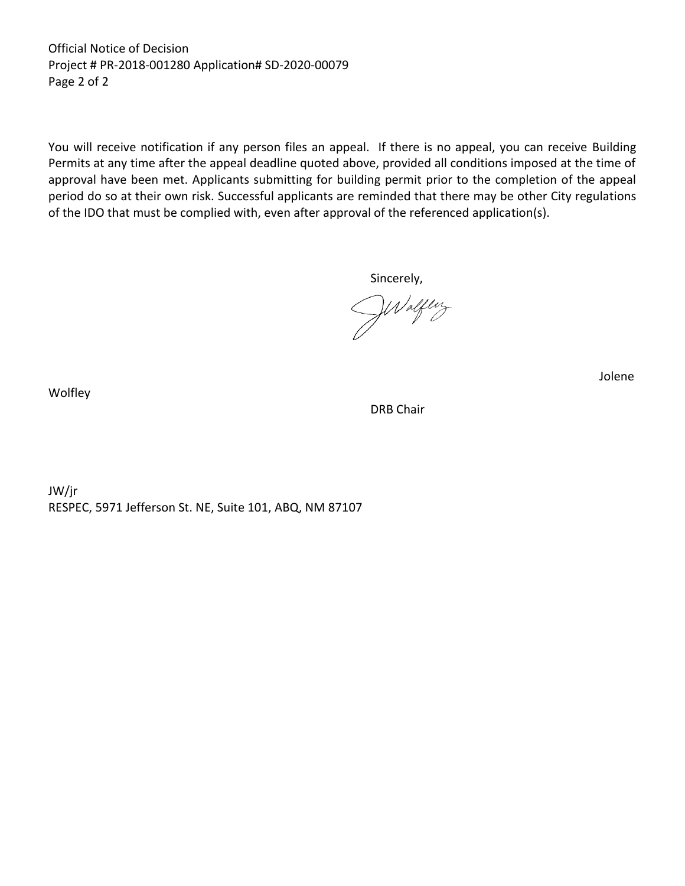You will receive notification if any person files an appeal. If there is no appeal, you can receive Building Permits at any time after the appeal deadline quoted above, provided all conditions imposed at the time of approval have been met. Applicants submitting for building permit prior to the completion of the appeal period do so at their own risk. Successful applicants are reminded that there may be other City regulations of the IDO that must be complied with, even after approval of the referenced application(s).

Sincerely,

Jolene Wolfley

DRB Chair

JW/jr

RESPEC, 5971 Jefferson St. NE, Suite 101, ABQ, NM 87107